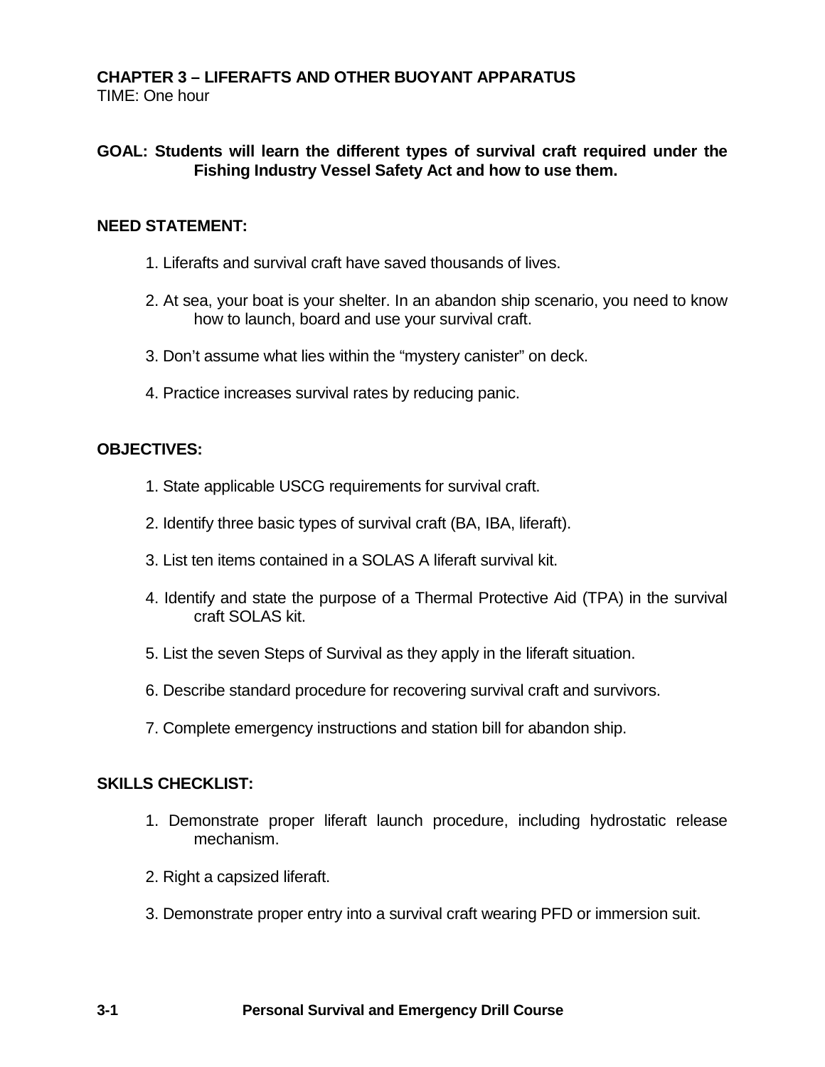# CHAPTER 3 – LIFERAFTS AND OTHER BUOYANT APPARATUS

TIME: One hour

**GOAL: Students will learn the different types of survival craft required under the Fishing Industry Vessel Safety Act and how to use them.**

## NEED STATEMENT:

1. Liferafts and survival craft have saved thousands of lives.
2. At sea, your boat is your shelter. In an abandon ship scenario, you need to know how to launch, board and use your survival craft.
3. Don't assume what lies within the "mystery canister" on deck.
4. Practice increases survival rates by reducing panic.

## OBJECTIVES:

1. State applicable USCG requirements for survival craft.
2. Identify three basic types of survival craft (BA, IBA, liferaft).
3. List ten items contained in a SOLAS A liferaft survival kit.
4. Identify and state the purpose of a Thermal Protective Aid (TPA) in the survival craft SOLAS kit.
5. List the seven Steps of Survival as they apply in the liferaft situation.
6. Describe standard procedure for recovering survival craft and survivors.
7. Complete emergency instructions and station bill for abandon ship.

## SKILLS CHECKLIST:

1. Demonstrate proper liferaft launch procedure, including hydrostatic release mechanism.
2. Right a capsized liferaft.
3. Demonstrate proper entry into a survival craft wearing PFD or immersion suit.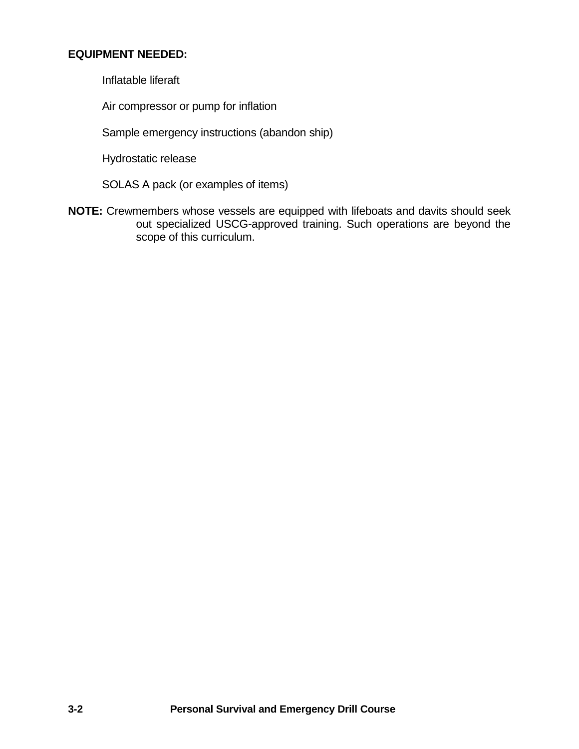**EQUIPMENT NEEDED:**

- Inflatable liferaft
- Air compressor or pump for inflation
- Sample emergency instructions (abandon ship)
- Hydrostatic release
- SOLAS A pack (or examples of items)

**NOTE:** Crewmembers whose vessels are equipped with lifeboats and davits should seek out specialized USCG-approved training. Such operations are beyond the scope of this curriculum.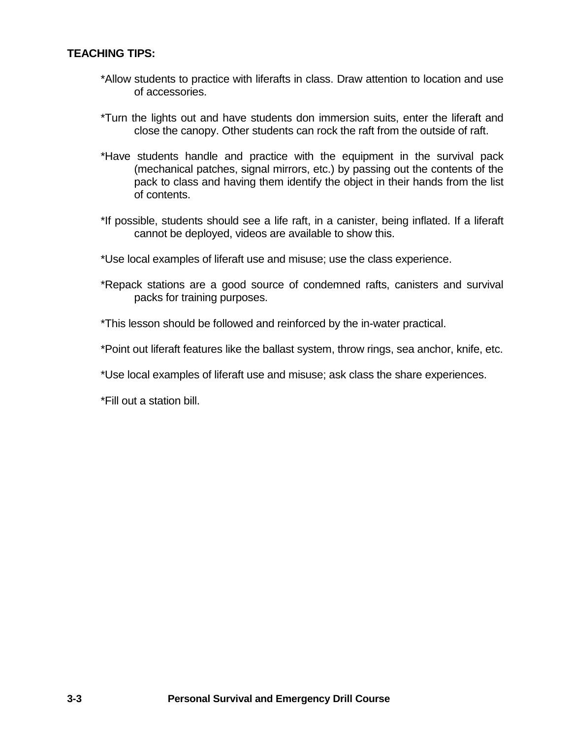**TEACHING TIPS:**

*Allow students to practice with liferafts in class. Draw attention to location and use of accessories.

*Turn the lights out and have students don immersion suits, enter the liferaft and close the canopy. Other students can rock the raft from the outside of raft.

*Have students handle and practice with the equipment in the survival pack (mechanical patches, signal mirrors, etc.) by passing out the contents of the pack to class and having them identify the object in their hands from the list of contents.

*If possible, students should see a life raft, in a canister, being inflated. If a liferaft cannot be deployed, videos are available to show this.

*Use local examples of liferaft use and misuse; use the class experience.

*Repack stations are a good source of condemned rafts, canisters and survival packs for training purposes.

*This lesson should be followed and reinforced by the in-water practical.

*Point out liferaft features like the ballast system, throw rings, sea anchor, knife, etc.

*Use local examples of liferaft use and misuse; ask class the share experiences.

*Fill out a station bill.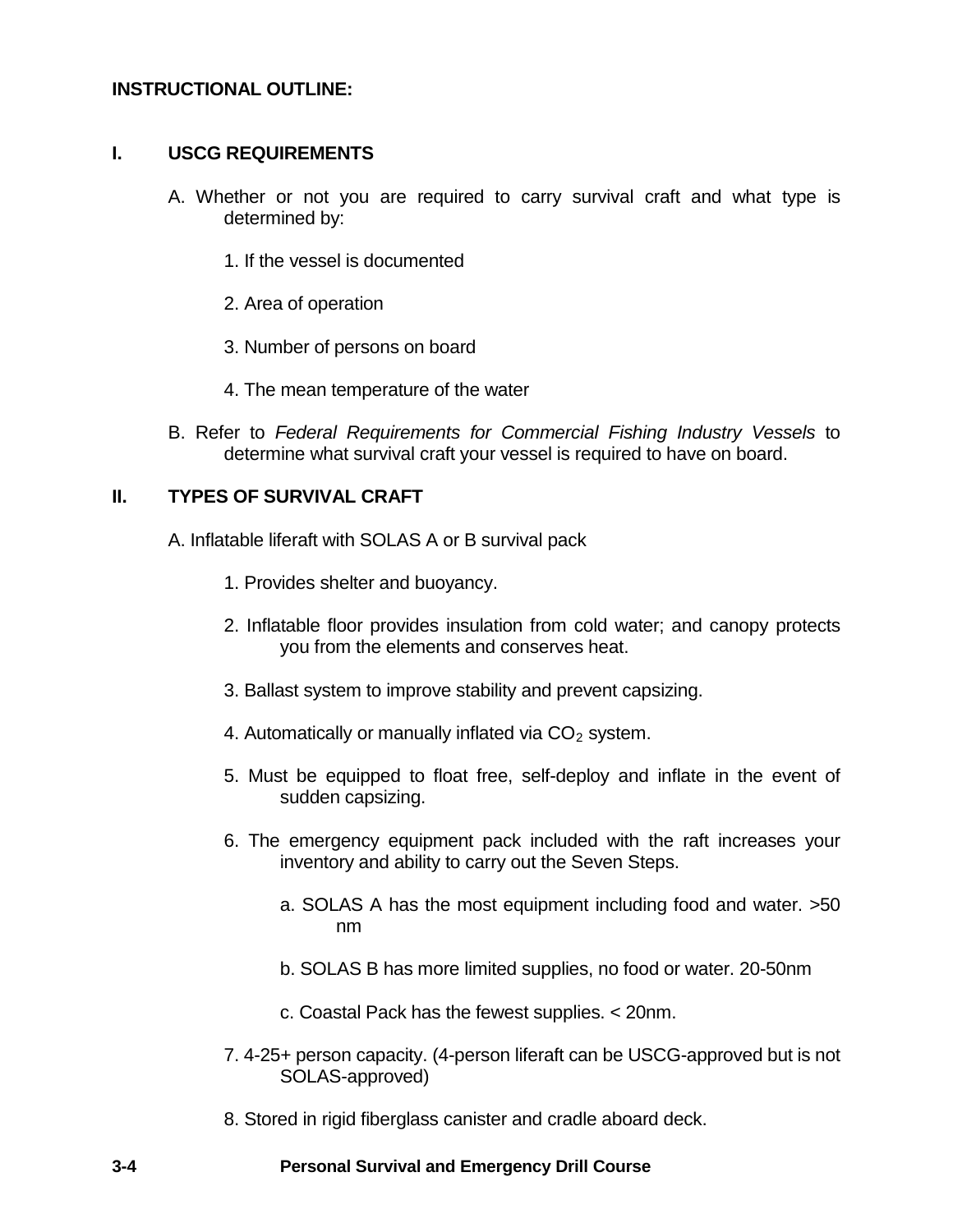**INSTRUCTIONAL OUTLINE:**

## I. USCG REQUIREMENTS

A. Whether or not you are required to carry survival craft and what type is determined by:

1. If the vessel is documented
2. Area of operation
3. Number of persons on board
4. The mean temperature of the water

B. Refer to *Federal Requirements for Commercial Fishing Industry Vessels* to determine what survival craft your vessel is required to have on board.

## II. TYPES OF SURVIVAL CRAFT

A. Inflatable liferaft with SOLAS A or B survival pack

1. Provides shelter and buoyancy.
2. Inflatable floor provides insulation from cold water; and canopy protects you from the elements and conserves heat.
3. Ballast system to improve stability and prevent capsizing.
4. Automatically or manually inflated via $CO_2$ system.
5. Must be equipped to float free, self-deploy and inflate in the event of sudden capsizing.
6. The emergency equipment pack included with the raft increases your inventory and ability to carry out the Seven Steps.
   - a. SOLAS A has the most equipment including food and water. >50 nm
   - b. SOLAS B has more limited supplies, no food or water. 20-50nm
   - c. Coastal Pack has the fewest supplies. < 20nm.
7. 4-25+ person capacity. (4-person liferaft can be USCG-approved but is not SOLAS-approved)
8. Stored in rigid fiberglass canister and cradle aboard deck.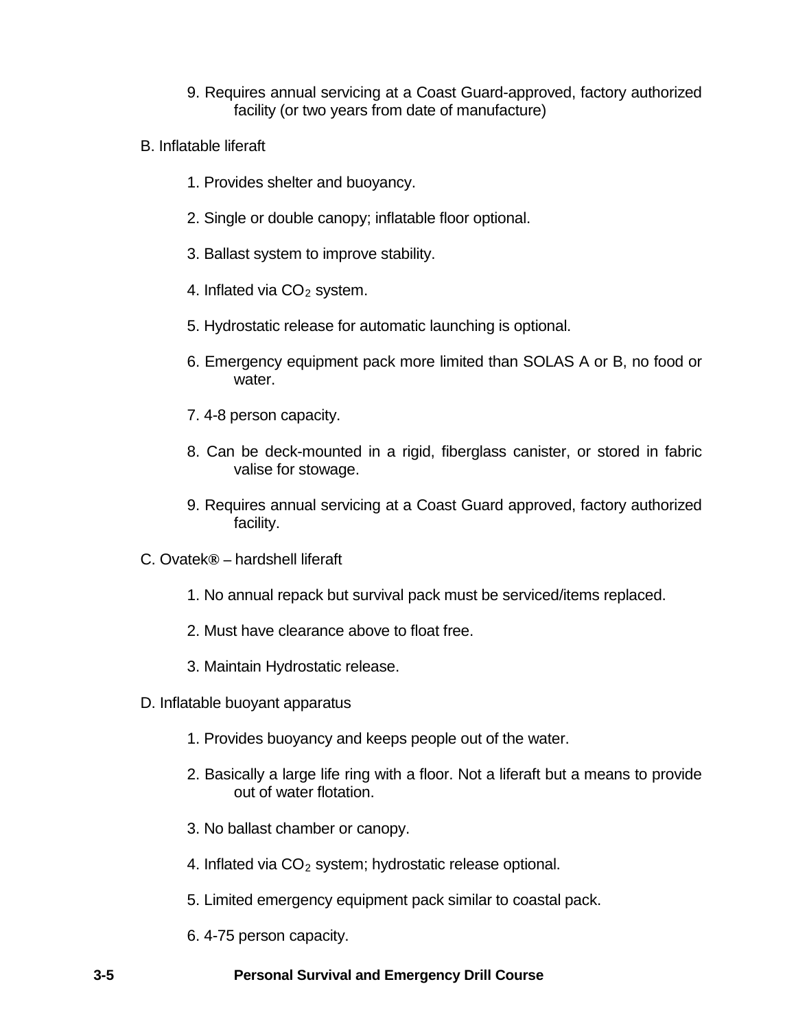9. Requires annual servicing at a Coast Guard-approved, factory authorized facility (or two years from date of manufacture)

B. Inflatable liferaft

1. Provides shelter and buoyancy.
2. Single or double canopy; inflatable floor optional.
3. Ballast system to improve stability.
4. Inflated via $CO_2$ system.
5. Hydrostatic release for automatic launching is optional.
6. Emergency equipment pack more limited than SOLAS A or B, no food or water.
7. 4-8 person capacity.
8. Can be deck-mounted in a rigid, fiberglass canister, or stored in fabric valise for stowage.
9. Requires annual servicing at a Coast Guard approved, factory authorized facility.

C. Ovatek® – hardshell liferaft

1. No annual repack but survival pack must be serviced/items replaced.
2. Must have clearance above to float free.
3. Maintain Hydrostatic release.

D. Inflatable buoyant apparatus

1. Provides buoyancy and keeps people out of the water.
2. Basically a large life ring with a floor. Not a liferaft but a means to provide out of water flotation.
3. No ballast chamber or canopy.
4. Inflated via $CO_2$ system; hydrostatic release optional.
5. Limited emergency equipment pack similar to coastal pack.
6. 4-75 person capacity.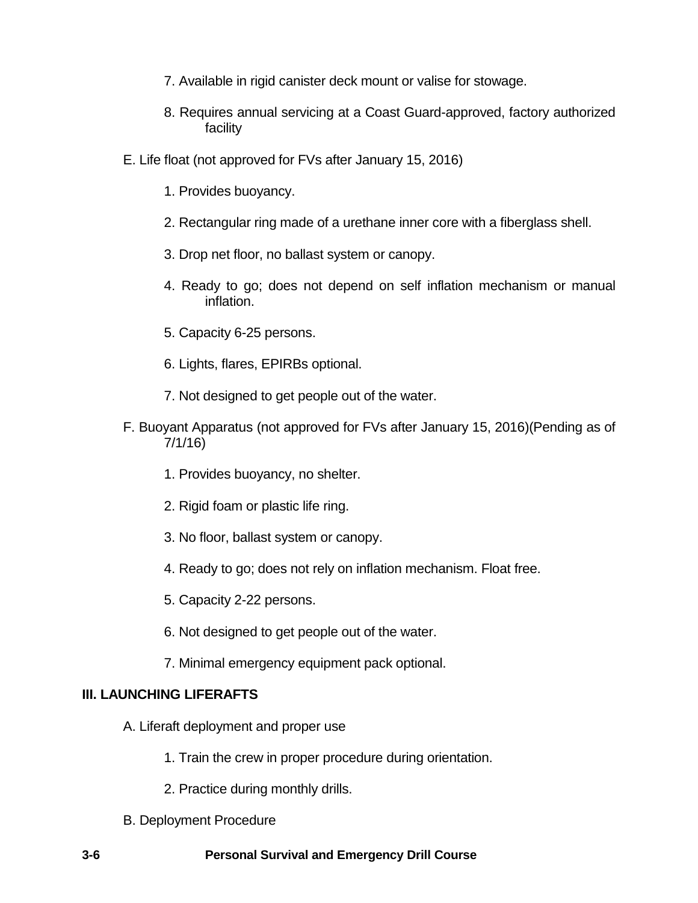7. Available in rigid canister deck mount or valise for stowage.

8. Requires annual servicing at a Coast Guard-approved, factory authorized facility

E. Life float (not approved for FVs after January 15, 2016)

1. Provides buoyancy.

2. Rectangular ring made of a urethane inner core with a fiberglass shell.

3. Drop net floor, no ballast system or canopy.

4. Ready to go; does not depend on self inflation mechanism or manual inflation.

5. Capacity 6-25 persons.

6. Lights, flares, EPIRBs optional.

7. Not designed to get people out of the water.

F. Buoyant Apparatus (not approved for FVs after January 15, 2016)(Pending as of 7/1/16)

1. Provides buoyancy, no shelter.

2. Rigid foam or plastic life ring.

3. No floor, ballast system or canopy.

4. Ready to go; does not rely on inflation mechanism. Float free.

5. Capacity 2-22 persons.

6. Not designed to get people out of the water.

7. Minimal emergency equipment pack optional.

## III. LAUNCHING LIFERAFTS

A. Liferaft deployment and proper use

1. Train the crew in proper procedure during orientation.

2. Practice during monthly drills.

B. Deployment Procedure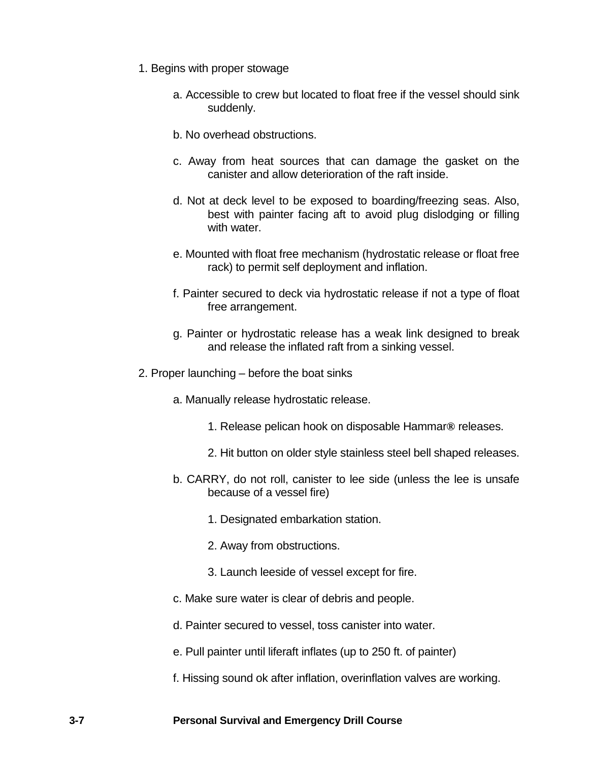1. Begins with proper stowage

    a. Accessible to crew but located to float free if the vessel should sink suddenly.

    b. No overhead obstructions.

    c. Away from heat sources that can damage the gasket on the canister and allow deterioration of the raft inside.

    d. Not at deck level to be exposed to boarding/freezing seas. Also, best with painter facing aft to avoid plug dislodging or filling with water.

    e. Mounted with float free mechanism (hydrostatic release or float free rack) to permit self deployment and inflation.

    f. Painter secured to deck via hydrostatic release if not a type of float free arrangement.

    g. Painter or hydrostatic release has a weak link designed to break and release the inflated raft from a sinking vessel.

2. Proper launching – before the boat sinks

    a. Manually release hydrostatic release.

        1. Release pelican hook on disposable Hammar® releases.

        2. Hit button on older style stainless steel bell shaped releases.

    b. CARRY, do not roll, canister to lee side (unless the lee is unsafe because of a vessel fire)

        1. Designated embarkation station.

        2. Away from obstructions.

        3. Launch leeside of vessel except for fire.

    c. Make sure water is clear of debris and people.

    d. Painter secured to vessel, toss canister into water.

    e. Pull painter until liferaft inflates (up to 250 ft. of painter)

    f. Hissing sound ok after inflation, overinflation valves are working.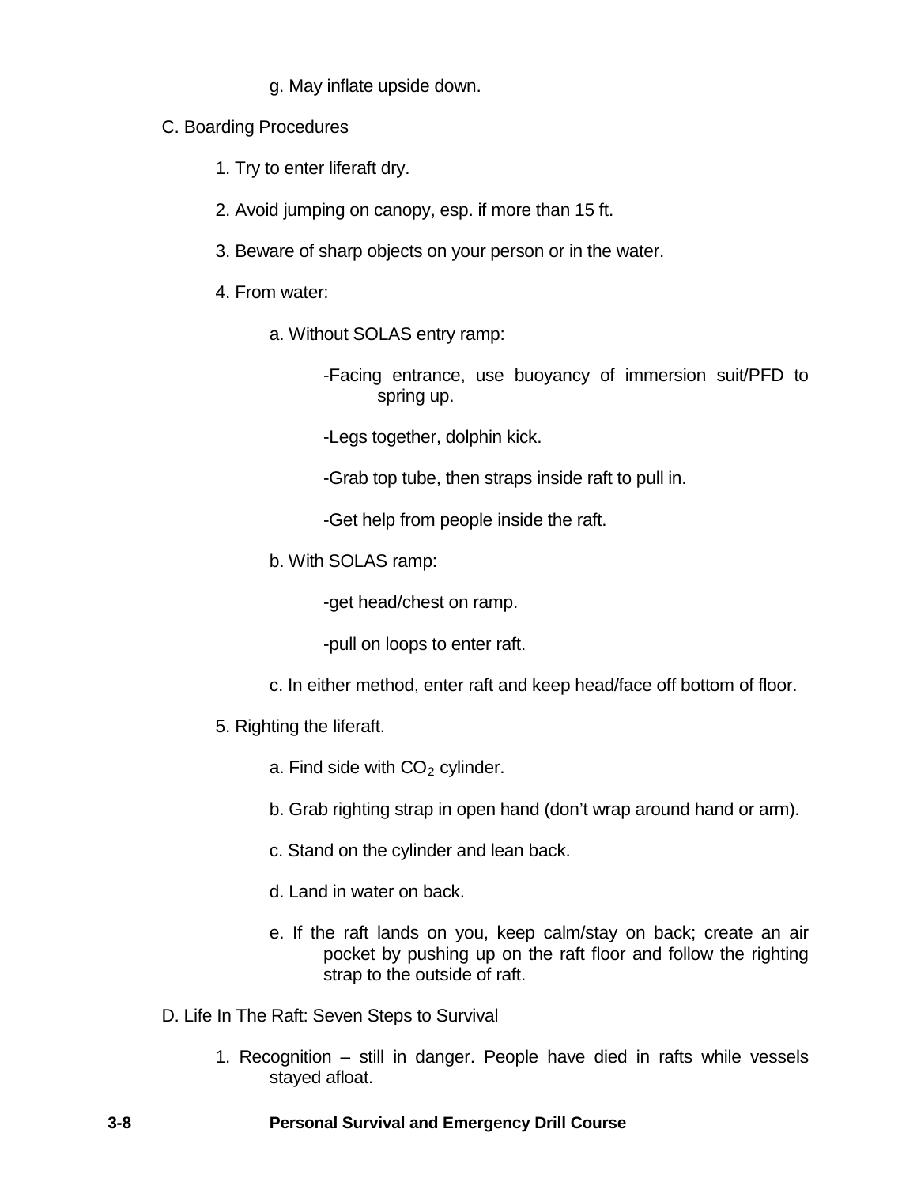g. May inflate upside down.

C. Boarding Procedures

1. Try to enter liferaft dry.

2. Avoid jumping on canopy, esp. if more than 15 ft.

3. Beware of sharp objects on your person or in the water.

4. From water:

   a. Without SOLAS entry ramp:

      -Facing entrance, use buoyancy of immersion suit/PFD to spring up.

      -Legs together, dolphin kick.

      -Grab top tube, then straps inside raft to pull in.

      -Get help from people inside the raft.

   b. With SOLAS ramp:

      -get head/chest on ramp.

      -pull on loops to enter raft.

   c. In either method, enter raft and keep head/face off bottom of floor.

5. Righting the liferaft.

   a. Find side with $CO_2$ cylinder.

   b. Grab righting strap in open hand (don't wrap around hand or arm).

   c. Stand on the cylinder and lean back.

   d. Land in water on back.

   e. If the raft lands on you, keep calm/stay on back; create an air pocket by pushing up on the raft floor and follow the righting strap to the outside of raft.

D. Life In The Raft: Seven Steps to Survival

1. Recognition – still in danger. People have died in rafts while vessels stayed afloat.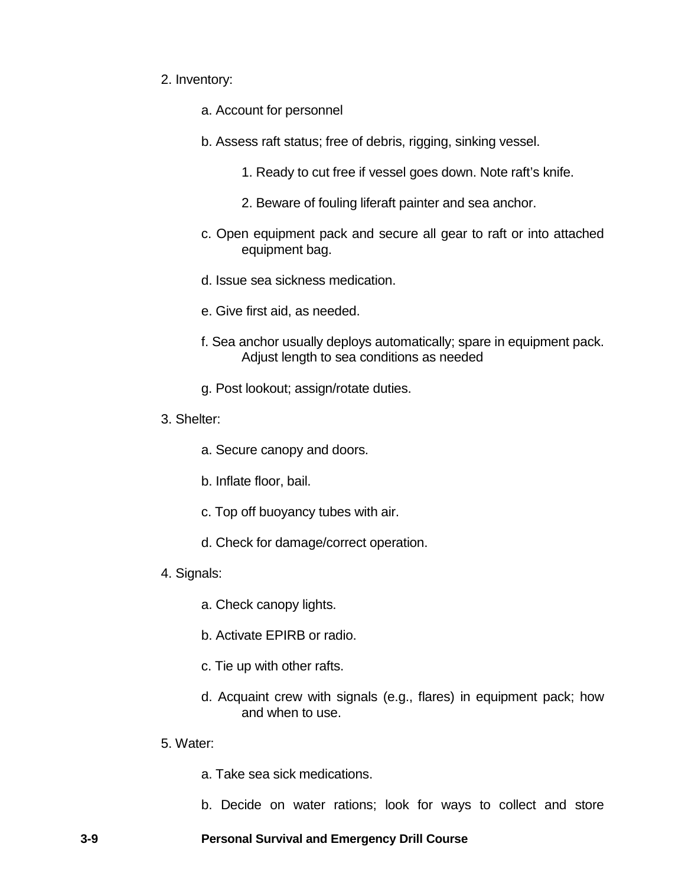2. Inventory:

   a. Account for personnel

   b. Assess raft status; free of debris, rigging, sinking vessel.

      1. Ready to cut free if vessel goes down. Note raft's knife.

      2. Beware of fouling liferaft painter and sea anchor.

   c. Open equipment pack and secure all gear to raft or into attached equipment bag.

   d. Issue sea sickness medication.

   e. Give first aid, as needed.

   f. Sea anchor usually deploys automatically; spare in equipment pack. Adjust length to sea conditions as needed

   g. Post lookout; assign/rotate duties.

3. Shelter:

   a. Secure canopy and doors.

   b. Inflate floor, bail.

   c. Top off buoyancy tubes with air.

   d. Check for damage/correct operation.

4. Signals:

   a. Check canopy lights.

   b. Activate EPIRB or radio.

   c. Tie up with other rafts.

   d. Acquaint crew with signals (e.g., flares) in equipment pack; how and when to use.

5. Water:

   a. Take sea sick medications.

   b. Decide on water rations; look for ways to collect and store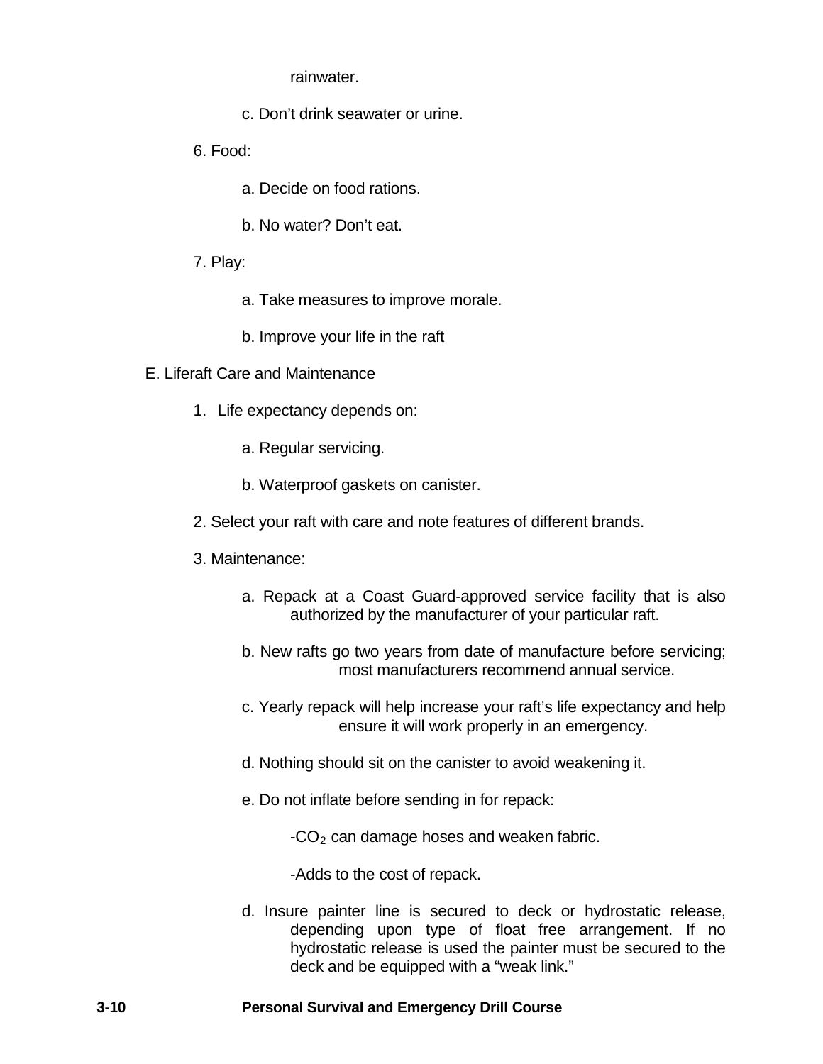rainwater.

c. Don't drink seawater or urine.

6. Food:

    a. Decide on food rations.

    b. No water? Don't eat.

7. Play:

    a. Take measures to improve morale.

    b. Improve your life in the raft

E. Liferaft Care and Maintenance

1. Life expectancy depends on:

    a. Regular servicing.

    b. Waterproof gaskets on canister.

2. Select your raft with care and note features of different brands.

3. Maintenance:

    a. Repack at a Coast Guard-approved service facility that is also authorized by the manufacturer of your particular raft.

    b. New rafts go two years from date of manufacture before servicing; most manufacturers recommend annual service.

    c. Yearly repack will help increase your raft's life expectancy and help ensure it will work properly in an emergency.

    d. Nothing should sit on the canister to avoid weakening it.

    e. Do not inflate before sending in for repack:

        -$CO_2$ can damage hoses and weaken fabric.

        -Adds to the cost of repack.

    d. Insure painter line is secured to deck or hydrostatic release, depending upon type of float free arrangement. If no hydrostatic release is used the painter must be secured to the deck and be equipped with a "weak link."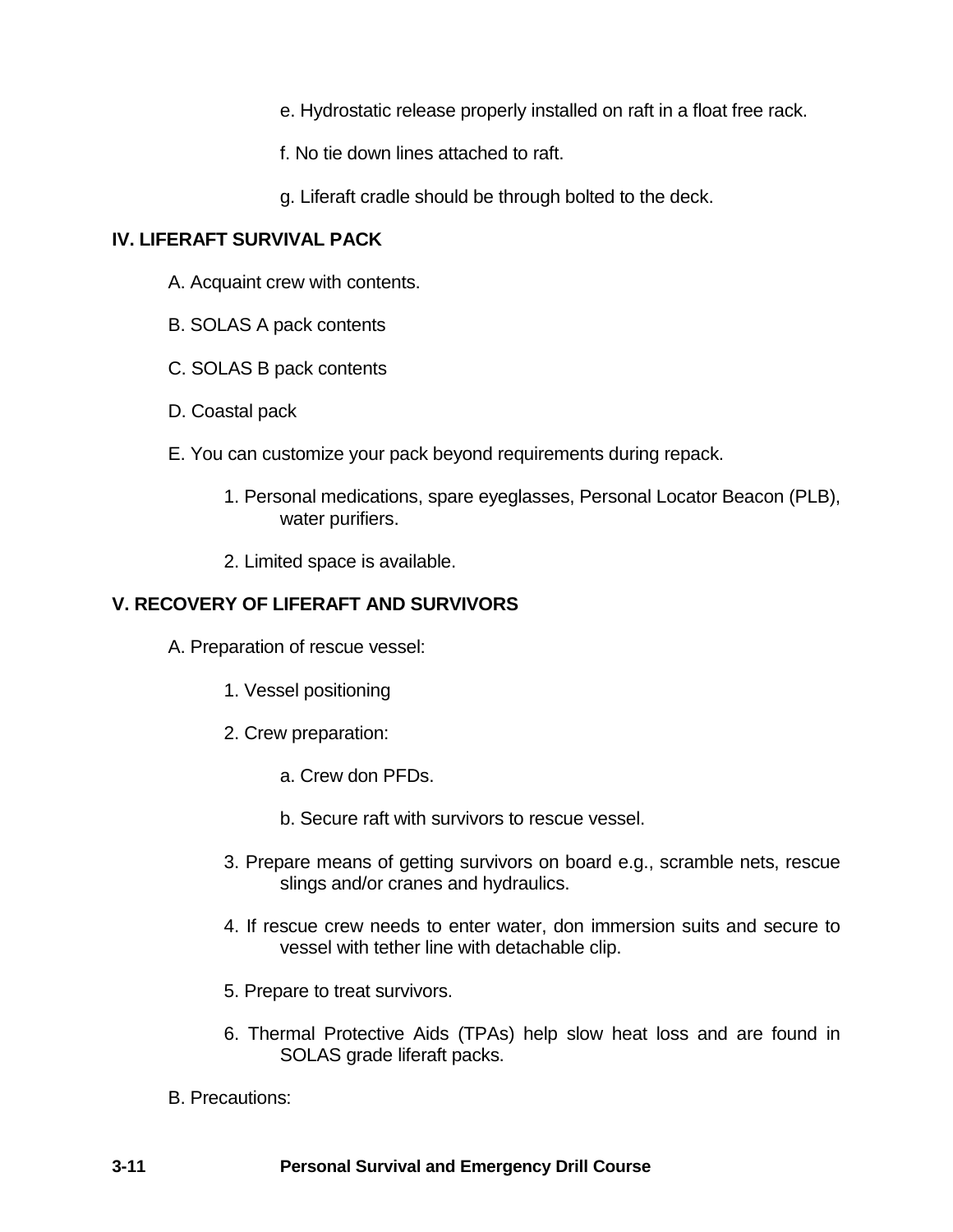e. Hydrostatic release properly installed on raft in a float free rack.

f. No tie down lines attached to raft.

g. Liferaft cradle should be through bolted to the deck.

## IV. LIFERAFT SURVIVAL PACK

A. Acquaint crew with contents.

B. SOLAS A pack contents

C. SOLAS B pack contents

D. Coastal pack

E. You can customize your pack beyond requirements during repack.

1. Personal medications, spare eyeglasses, Personal Locator Beacon (PLB), water purifiers.

2. Limited space is available.

## V. RECOVERY OF LIFERAFT AND SURVIVORS

A. Preparation of rescue vessel:

1. Vessel positioning

2. Crew preparation:

a. Crew don PFDs.

b. Secure raft with survivors to rescue vessel.

3. Prepare means of getting survivors on board e.g., scramble nets, rescue slings and/or cranes and hydraulics.

4. If rescue crew needs to enter water, don immersion suits and secure to vessel with tether line with detachable clip.

5. Prepare to treat survivors.

6. Thermal Protective Aids (TPAs) help slow heat loss and are found in SOLAS grade liferaft packs.

B. Precautions: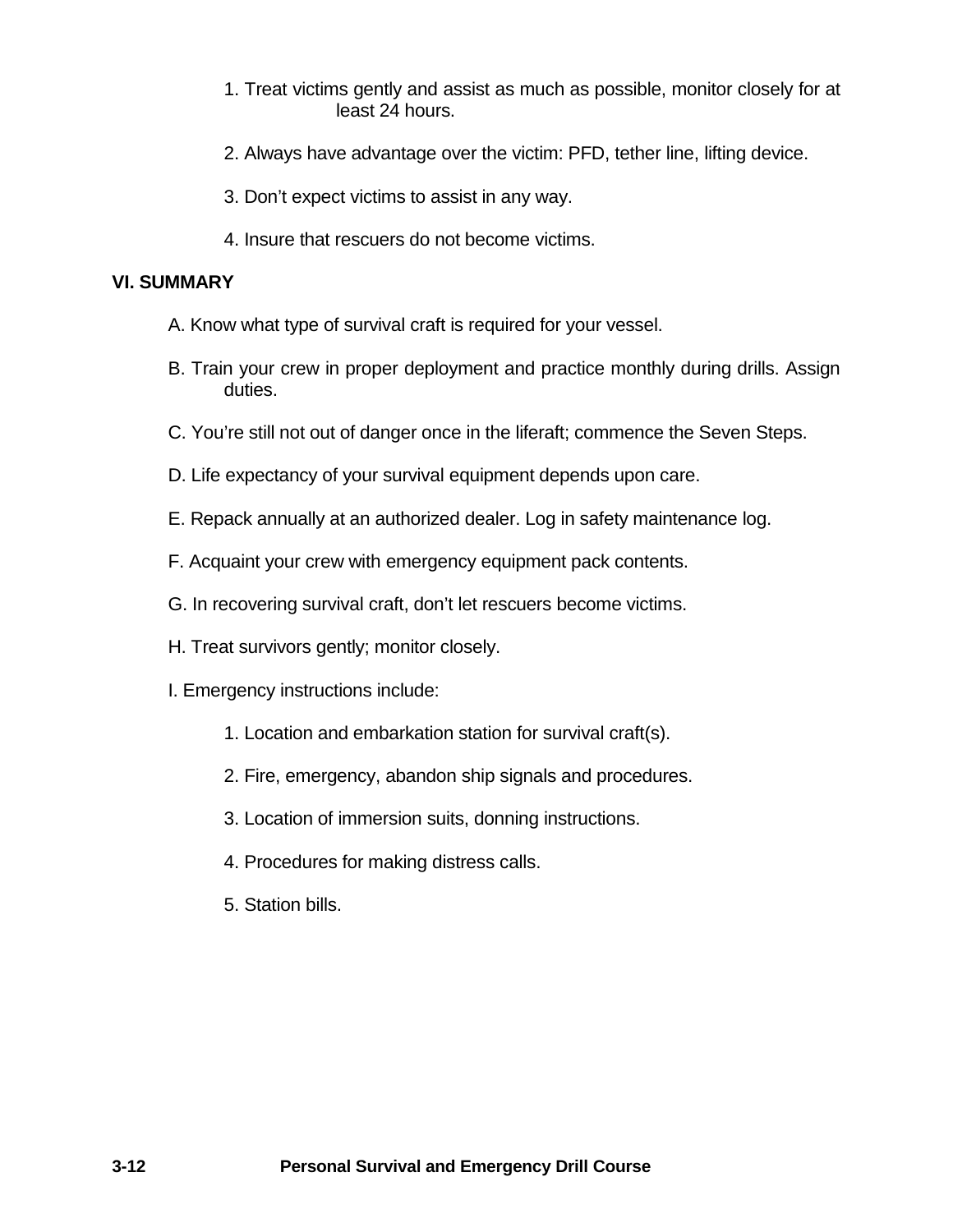1. Treat victims gently and assist as much as possible, monitor closely for at least 24 hours.

2. Always have advantage over the victim: PFD, tether line, lifting device.

3. Don't expect victims to assist in any way.

4. Insure that rescuers do not become victims.

## VI. SUMMARY

A. Know what type of survival craft is required for your vessel.

B. Train your crew in proper deployment and practice monthly during drills. Assign duties.

C. You're still not out of danger once in the liferaft; commence the Seven Steps.

D. Life expectancy of your survival equipment depends upon care.

E. Repack annually at an authorized dealer. Log in safety maintenance log.

F. Acquaint your crew with emergency equipment pack contents.

G. In recovering survival craft, don't let rescuers become victims.

H. Treat survivors gently; monitor closely.

I. Emergency instructions include:

1. Location and embarkation station for survival craft(s).

2. Fire, emergency, abandon ship signals and procedures.

3. Location of immersion suits, donning instructions.

4. Procedures for making distress calls.

5. Station bills.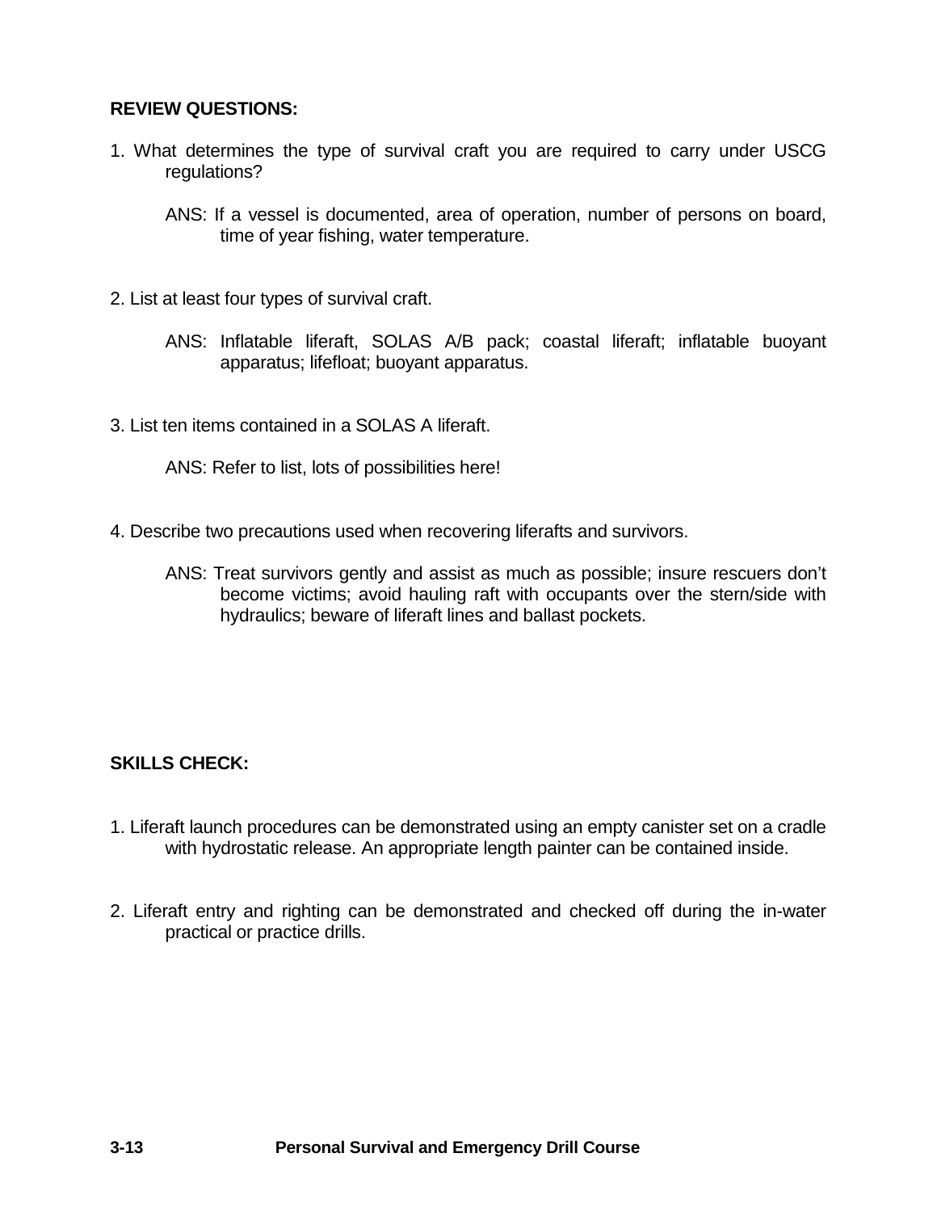**REVIEW QUESTIONS:**

1. What determines the type of survival craft you are required to carry under USCG regulations?

   ANS: If a vessel is documented, area of operation, number of persons on board, time of year fishing, water temperature.

2. List at least four types of survival craft.

   ANS: Inflatable liferaft, SOLAS A/B pack; coastal liferaft; inflatable buoyant apparatus; lifefloat; buoyant apparatus.

3. List ten items contained in a SOLAS A liferaft.

   ANS: Refer to list, lots of possibilities here!

4. Describe two precautions used when recovering liferafts and survivors.

   ANS: Treat survivors gently and assist as much as possible; insure rescuers don't become victims; avoid hauling raft with occupants over the stern/side with hydraulics; beware of liferaft lines and ballast pockets.

**SKILLS CHECK:**

1. Liferaft launch procedures can be demonstrated using an empty canister set on a cradle with hydrostatic release. An appropriate length painter can be contained inside.

2. Liferaft entry and righting can be demonstrated and checked off during the in-water practical or practice drills.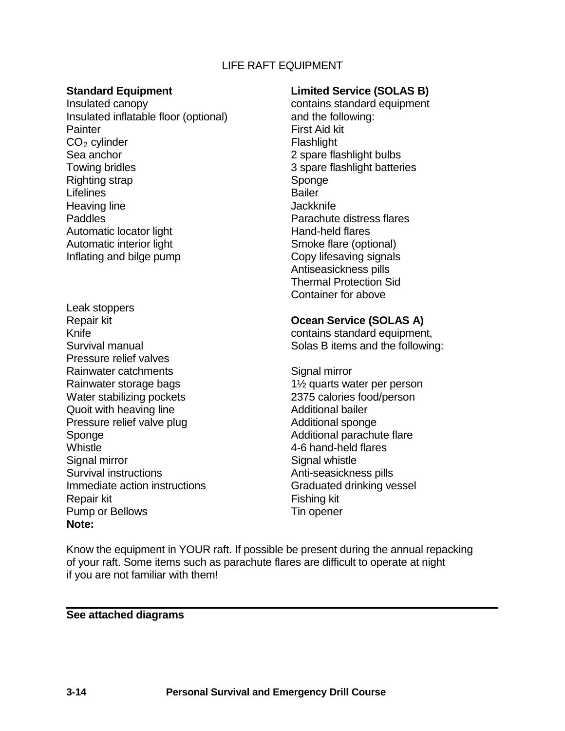# LIFE RAFT EQUIPMENT

**Standard Equipment**

Insulated canopy
Insulated inflatable floor (optional)
Painter
$CO_2$ cylinder
Sea anchor
Towing bridles
Righting strap
Lifelines
Heaving line
Paddles
Automatic locator light
Automatic interior light
Inflating and bilge pump

Leak stoppers
Repair kit
Knife
Survival manual
Pressure relief valves
Rainwater catchments
Rainwater storage bags
Water stabilizing pockets
Quoit with heaving line
Pressure relief valve plug
Sponge
Whistle
Signal mirror
Survival instructions
Immediate action instructions
Repair kit
Pump or Bellows

**Limited Service (SOLAS B)**

contains standard equipment and the following:

First Aid kit
Flashlight
2 spare flashlight bulbs
3 spare flashlight batteries
Sponge
Bailer
Jackknife
Parachute distress flares
Hand-held flares
Smoke flare (optional)
Copy lifesaving signals
Antiseasickness pills
Thermal Protection Sid
Container for above

**Ocean Service (SOLAS A)**

contains standard equipment, Solas B items and the following:

Signal mirror
1½ quarts water per person
2375 calories food/person
Additional bailer
Additional sponge
Additional parachute flare
4-6 hand-held flares
Signal whistle
Anti-seasickness pills
Graduated drinking vessel
Fishing kit
Tin opener

**Note:**

Know the equipment in YOUR raft. If possible be present during the annual repacking of your raft. Some items such as parachute flares are difficult to operate at night if you are not familiar with them!

---

**See attached diagrams**